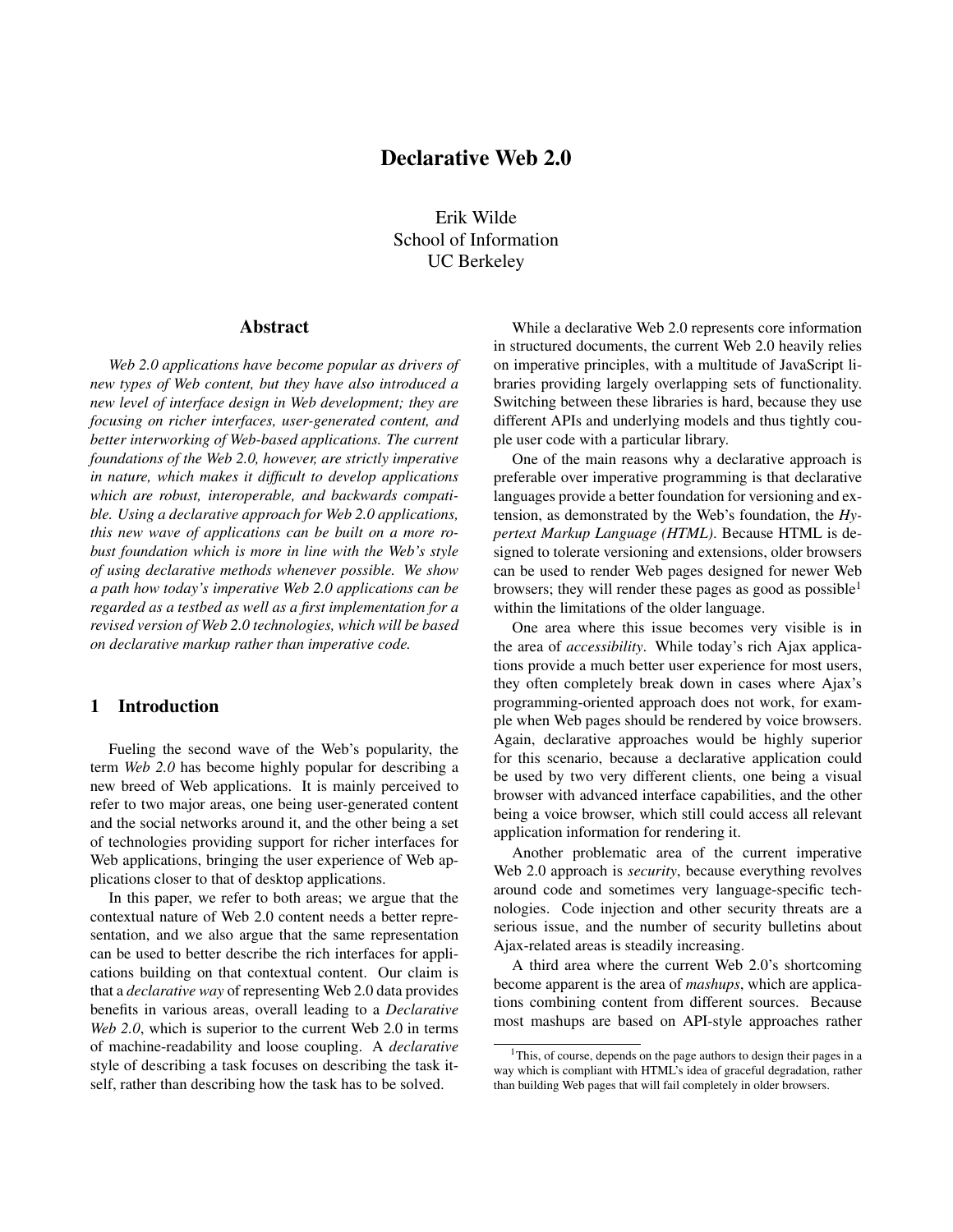# Declarative Web 2.0

Erik Wilde
School of Information
UC Berkeley

## Abstract

*Web 2.0 applications have become popular as drivers of new types of Web content, but they have also introduced a new level of interface design in Web development; they are focusing on richer interfaces, user-generated content, and better interworking of Web-based applications. The current foundations of the Web 2.0, however, are strictly imperative in nature, which makes it difficult to develop applications which are robust, interoperable, and backwards compatible. Using a declarative approach for Web 2.0 applications, this new wave of applications can be built on a more robust foundation which is more in line with the Web's style of using declarative methods whenever possible. We show a path how today's imperative Web 2.0 applications can be regarded as a testbed as well as a first implementation for a revised version of Web 2.0 technologies, which will be based on declarative markup rather than imperative code.*

## 1 Introduction

Fueling the second wave of the Web's popularity, the term *Web 2.0* has become highly popular for describing a new breed of Web applications. It is mainly perceived to refer to two major areas, one being user-generated content and the social networks around it, and the other being a set of technologies providing support for richer interfaces for Web applications, bringing the user experience of Web applications closer to that of desktop applications.

In this paper, we refer to both areas; we argue that the contextual nature of Web 2.0 content needs a better representation, and we also argue that the same representation can be used to better describe the rich interfaces for applications building on that contextual content. Our claim is that a *declarative way* of representing Web 2.0 data provides benefits in various areas, overall leading to a *Declarative Web 2.0*, which is superior to the current Web 2.0 in terms of machine-readability and loose coupling. A *declarative* style of describing a task focuses on describing the task itself, rather than describing how the task has to be solved.

While a declarative Web 2.0 represents core information in structured documents, the current Web 2.0 heavily relies on imperative principles, with a multitude of JavaScript libraries providing largely overlapping sets of functionality. Switching between these libraries is hard, because they use different APIs and underlying models and thus tightly couple user code with a particular library.

One of the main reasons why a declarative approach is preferable over imperative programming is that declarative languages provide a better foundation for versioning and extension, as demonstrated by the Web's foundation, the *Hypertext Markup Language (HTML)*. Because HTML is designed to tolerate versioning and extensions, older browsers can be used to render Web pages designed for newer Web browsers; they will render these pages as good as possible[1] within the limitations of the older language.

One area where this issue becomes very visible is in the area of *accessibility*. While today's rich Ajax applications provide a much better user experience for most users, they often completely break down in cases where Ajax's programming-oriented approach does not work, for example when Web pages should be rendered by voice browsers. Again, declarative approaches would be highly superior for this scenario, because a declarative application could be used by two very different clients, one being a visual browser with advanced interface capabilities, and the other being a voice browser, which still could access all relevant application information for rendering it.

Another problematic area of the current imperative Web 2.0 approach is *security*, because everything revolves around code and sometimes very language-specific technologies. Code injection and other security threats are a serious issue, and the number of security bulletins about Ajax-related areas is steadily increasing.

A third area where the current Web 2.0's shortcoming become apparent is the area of *mashups*, which are applications combining content from different sources. Because most mashups are based on API-style approaches rather

[1] This, of course, depends on the page authors to design their pages in a way which is compliant with HTML's idea of graceful degradation, rather than building Web pages that will fail completely in older browsers.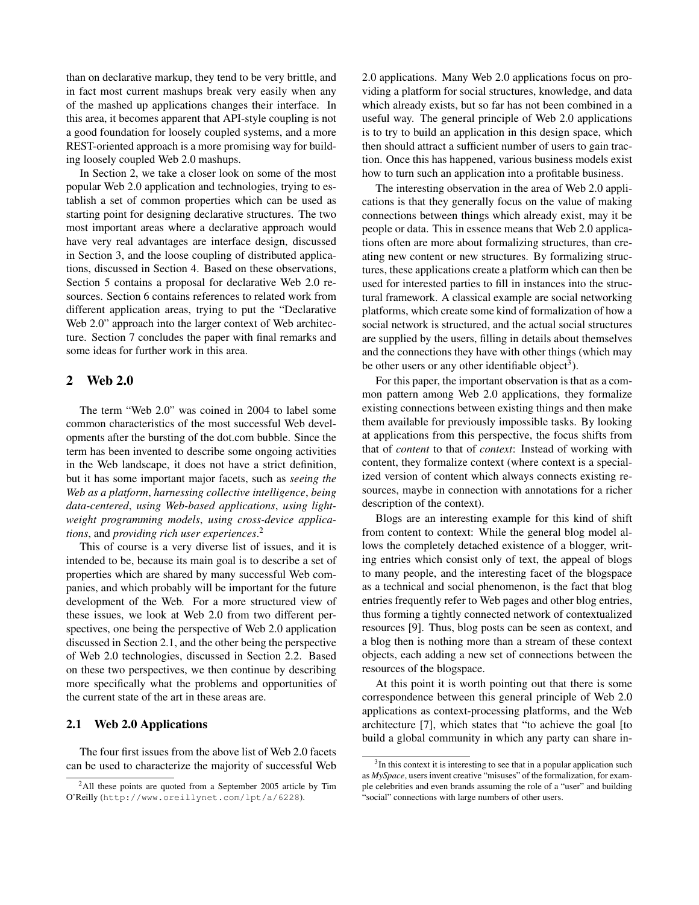than on declarative markup, they tend to be very brittle, and in fact most current mashups break very easily when any of the mashed up applications changes their interface. In this area, it becomes apparent that API-style coupling is not a good foundation for loosely coupled systems, and a more REST-oriented approach is a more promising way for building loosely coupled Web 2.0 mashups.

In Section 2, we take a closer look on some of the most popular Web 2.0 application and technologies, trying to establish a set of common properties which can be used as starting point for designing declarative structures. The two most important areas where a declarative approach would have very real advantages are interface design, discussed in Section 3, and the loose coupling of distributed applications, discussed in Section 4. Based on these observations, Section 5 contains a proposal for declarative Web 2.0 resources. Section 6 contains references to related work from different application areas, trying to put the "Declarative Web 2.0" approach into the larger context of Web architecture. Section 7 concludes the paper with final remarks and some ideas for further work in this area.

## 2 Web 2.0

The term "Web 2.0" was coined in 2004 to label some common characteristics of the most successful Web developments after the bursting of the dot.com bubble. Since the term has been invented to describe some ongoing activities in the Web landscape, it does not have a strict definition, but it has some important major facets, such as *seeing the Web as a platform*, *harnessing collective intelligence*, *being data-centered*, *using Web-based applications*, *using lightweight programming models*, *using cross-device applications*, and *providing rich user experiences*.[2]

This of course is a very diverse list of issues, and it is intended to be, because its main goal is to describe a set of properties which are shared by many successful Web companies, and which probably will be important for the future development of the Web. For a more structured view of these issues, we look at Web 2.0 from two different perspectives, one being the perspective of Web 2.0 application discussed in Section 2.1, and the other being the perspective of Web 2.0 technologies, discussed in Section 2.2. Based on these two perspectives, we then continue by describing more specifically what the problems and opportunities of the current state of the art in these areas are.

### 2.1 Web 2.0 Applications

The four first issues from the above list of Web 2.0 facets can be used to characterize the majority of successful Web 2.0 applications. Many Web 2.0 applications focus on providing a platform for social structures, knowledge, and data which already exists, but so far has not been combined in a useful way. The general principle of Web 2.0 applications is to try to build an application in this design space, which then should attract a sufficient number of users to gain traction. Once this has happened, various business models exist how to turn such an application into a profitable business.

The interesting observation in the area of Web 2.0 applications is that they generally focus on the value of making connections between things which already exist, may it be people or data. This in essence means that Web 2.0 applications often are more about formalizing structures, than creating new content or new structures. By formalizing structures, these applications create a platform which can then be used for interested parties to fill in instances into the structural framework. A classical example are social networking platforms, which create some kind of formalization of how a social network is structured, and the actual social structures are supplied by the users, filling in details about themselves and the connections they have with other things (which may be other users or any other identifiable object[3]).

For this paper, the important observation is that as a common pattern among Web 2.0 applications, they formalize existing connections between existing things and then make them available for previously impossible tasks. By looking at applications from this perspective, the focus shifts from that of *content* to that of *context*: Instead of working with content, they formalize context (where context is a specialized version of content which always connects existing resources, maybe in connection with annotations for a richer description of the context).

Blogs are an interesting example for this kind of shift from content to context: While the general blog model allows the completely detached existence of a blogger, writing entries which consist only of text, the appeal of blogs to many people, and the interesting facet of the blogspace as a technical and social phenomenon, is the fact that blog entries frequently refer to Web pages and other blog entries, thus forming a tightly connected network of contextualized resources [9]. Thus, blog posts can be seen as context, and a blog then is nothing more than a stream of these context objects, each adding a new set of connections between the resources of the blogspace.

At this point it is worth pointing out that there is some correspondence between this general principle of Web 2.0 applications as context-processing platforms, and the Web architecture [7], which states that "to achieve the goal [to build a global community in which any party can share in-

[2] All these points are quoted from a September 2005 article by Tim O'Reilly (`http://www.oreillynet.com/lpt/a/6228`).

[3] In this context it is interesting to see that in a popular application such as *MySpace*, users invent creative "misuses" of the formalization, for example celebrities and even brands assuming the role of a "user" and building "social" connections with large numbers of other users.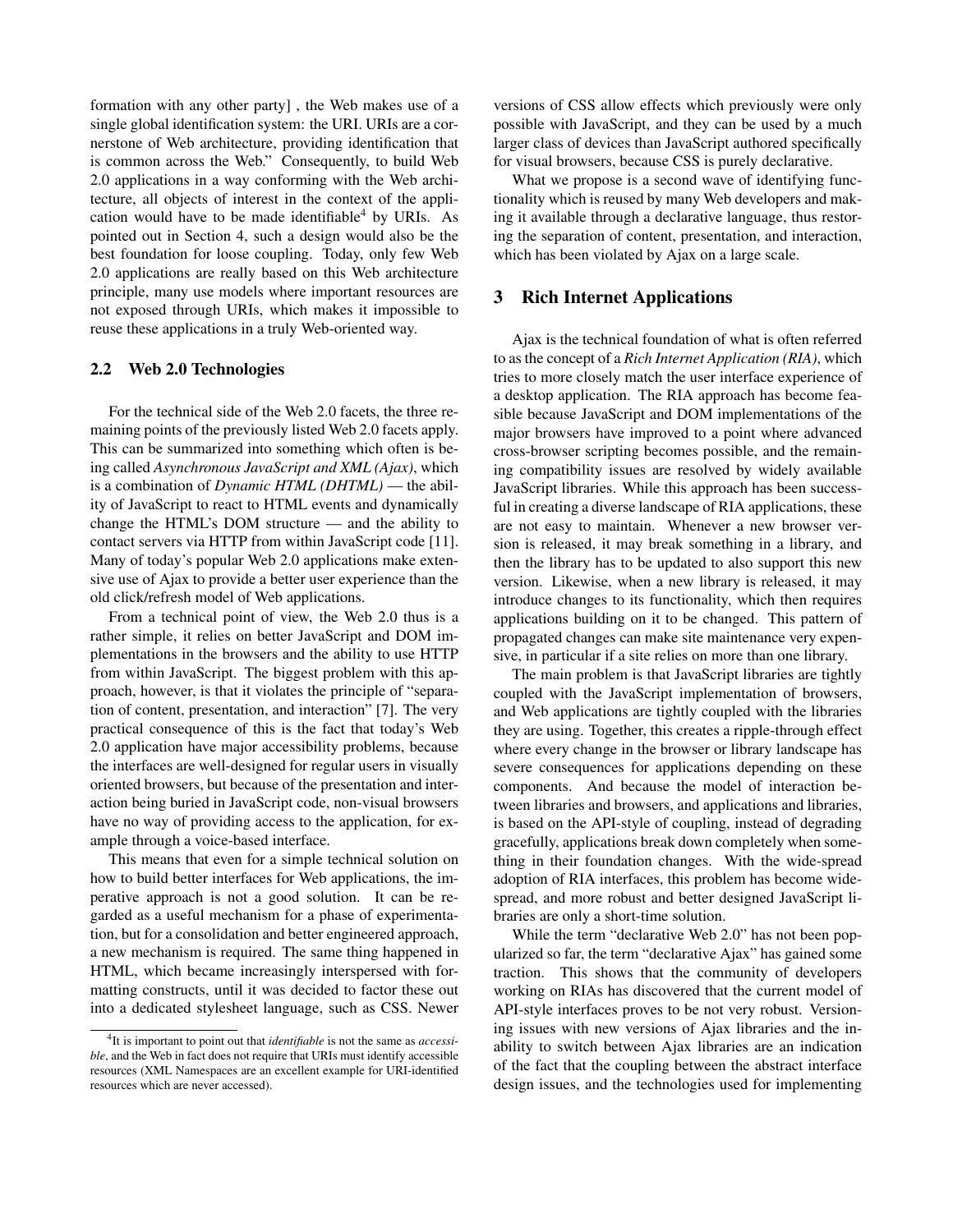formation with any other party] , the Web makes use of a single global identification system: the URI. URIs are a cornerstone of Web architecture, providing identification that is common across the Web." Consequently, to build Web 2.0 applications in a way conforming with the Web architecture, all objects of interest in the context of the application would have to be made identifiable[4] by URIs. As pointed out in Section 4, such a design would also be the best foundation for loose coupling. Today, only few Web 2.0 applications are really based on this Web architecture principle, many use models where important resources are not exposed through URIs, which makes it impossible to reuse these applications in a truly Web-oriented way.

### 2.2 Web 2.0 Technologies

For the technical side of the Web 2.0 facets, the three remaining points of the previously listed Web 2.0 facets apply. This can be summarized into something which often is being called *Asynchronous JavaScript and XML (Ajax)*, which is a combination of *Dynamic HTML (DHTML)* — the ability of JavaScript to react to HTML events and dynamically change the HTML's DOM structure — and the ability to contact servers via HTTP from within JavaScript code [11]. Many of today's popular Web 2.0 applications make extensive use of Ajax to provide a better user experience than the old click/refresh model of Web applications.

From a technical point of view, the Web 2.0 thus is a rather simple, it relies on better JavaScript and DOM implementations in the browsers and the ability to use HTTP from within JavaScript. The biggest problem with this approach, however, is that it violates the principle of "separation of content, presentation, and interaction" [7]. The very practical consequence of this is the fact that today's Web 2.0 application have major accessibility problems, because the interfaces are well-designed for regular users in visually oriented browsers, but because of the presentation and interaction being buried in JavaScript code, non-visual browsers have no way of providing access to the application, for example through a voice-based interface.

This means that even for a simple technical solution on how to build better interfaces for Web applications, the imperative approach is not a good solution. It can be regarded as a useful mechanism for a phase of experimentation, but for a consolidation and better engineered approach, a new mechanism is required. The same thing happened in HTML, which became increasingly interspersed with formatting constructs, until it was decided to factor these out into a dedicated stylesheet language, such as CSS. Newer versions of CSS allow effects which previously were only possible with JavaScript, and they can be used by a much larger class of devices than JavaScript authored specifically for visual browsers, because CSS is purely declarative.

What we propose is a second wave of identifying functionality which is reused by many Web developers and making it available through a declarative language, thus restoring the separation of content, presentation, and interaction, which has been violated by Ajax on a large scale.

## 3 Rich Internet Applications

Ajax is the technical foundation of what is often referred to as the concept of a *Rich Internet Application (RIA)*, which tries to more closely match the user interface experience of a desktop application. The RIA approach has become feasible because JavaScript and DOM implementations of the major browsers have improved to a point where advanced cross-browser scripting becomes possible, and the remaining compatibility issues are resolved by widely available JavaScript libraries. While this approach has been successful in creating a diverse landscape of RIA applications, these are not easy to maintain. Whenever a new browser version is released, it may break something in a library, and then the library has to be updated to also support this new version. Likewise, when a new library is released, it may introduce changes to its functionality, which then requires applications building on it to be changed. This pattern of propagated changes can make site maintenance very expensive, in particular if a site relies on more than one library.

The main problem is that JavaScript libraries are tightly coupled with the JavaScript implementation of browsers, and Web applications are tightly coupled with the libraries they are using. Together, this creates a ripple-through effect where every change in the browser or library landscape has severe consequences for applications depending on these components. And because the model of interaction between libraries and browsers, and applications and libraries, is based on the API-style of coupling, instead of degrading gracefully, applications break down completely when something in their foundation changes. With the wide-spread adoption of RIA interfaces, this problem has become widespread, and more robust and better designed JavaScript libraries are only a short-time solution.

While the term "declarative Web 2.0" has not been popularized so far, the term "declarative Ajax" has gained some traction. This shows that the community of developers working on RIAs has discovered that the current model of API-style interfaces proves to be not very robust. Versioning issues with new versions of Ajax libraries and the inability to switch between Ajax libraries are an indication of the fact that the coupling between the abstract interface design issues, and the technologies used for implementing

[4] It is important to point out that *identifiable* is not the same as *accessible*, and the Web in fact does not require that URIs must identify accessible resources (XML Namespaces are an excellent example for URI-identified resources which are never accessed).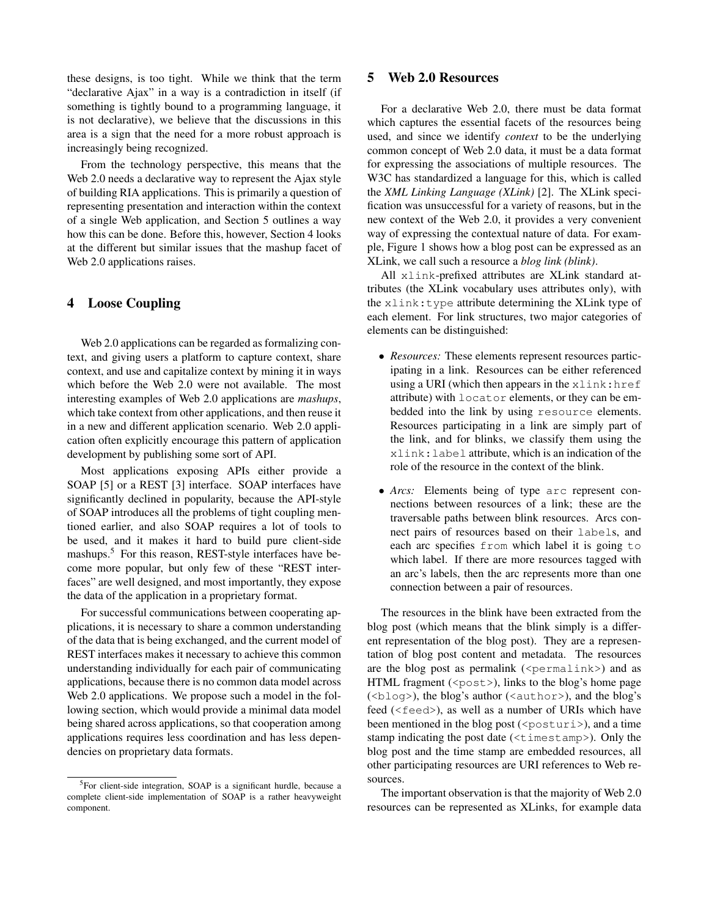these designs, is too tight. While we think that the term "declarative Ajax" in a way is a contradiction in itself (if something is tightly bound to a programming language, it is not declarative), we believe that the discussions in this area is a sign that the need for a more robust approach is increasingly being recognized.

From the technology perspective, this means that the Web 2.0 needs a declarative way to represent the Ajax style of building RIA applications. This is primarily a question of representing presentation and interaction within the context of a single Web application, and Section 5 outlines a way how this can be done. Before this, however, Section 4 looks at the different but similar issues that the mashup facet of Web 2.0 applications raises.

## 4 Loose Coupling

Web 2.0 applications can be regarded as formalizing context, and giving users a platform to capture context, share context, and use and capitalize context by mining it in ways which before the Web 2.0 were not available. The most interesting examples of Web 2.0 applications are *mashups*, which take context from other applications, and then reuse it in a new and different application scenario. Web 2.0 application often explicitly encourage this pattern of application development by publishing some sort of API.

Most applications exposing APIs either provide a SOAP [5] or a REST [3] interface. SOAP interfaces have significantly declined in popularity, because the API-style of SOAP introduces all the problems of tight coupling mentioned earlier, and also SOAP requires a lot of tools to be used, and it makes it hard to build pure client-side mashups.[5] For this reason, REST-style interfaces have become more popular, but only few of these "REST interfaces" are well designed, and most importantly, they expose the data of the application in a proprietary format.

For successful communications between cooperating applications, it is necessary to share a common understanding of the data that is being exchanged, and the current model of REST interfaces makes it necessary to achieve this common understanding individually for each pair of communicating applications, because there is no common data model across Web 2.0 applications. We propose such a model in the following section, which would provide a minimal data model being shared across applications, so that cooperation among applications requires less coordination and has less dependencies on proprietary data formats.

[5] For client-side integration, SOAP is a significant hurdle, because a complete client-side implementation of SOAP is a rather heavyweight component.

## 5 Web 2.0 Resources

For a declarative Web 2.0, there must be data format which captures the essential facets of the resources being used, and since we identify *context* to be the underlying common concept of Web 2.0 data, it must be a data format for expressing the associations of multiple resources. The W3C has standardized a language for this, which is called the *XML Linking Language (XLink)* [2]. The XLink specification was unsuccessful for a variety of reasons, but in the new context of the Web 2.0, it provides a very convenient way of expressing the contextual nature of data. For example, Figure 1 shows how a blog post can be expressed as an XLink, we call such a resource a *blog link (blink)*.

All `xlink`-prefixed attributes are XLink standard attributes (the XLink vocabulary uses attributes only), with the `xlink:type` attribute determining the XLink type of each element. For link structures, two major categories of elements can be distinguished:

- *Resources:* These elements represent resources participating in a link. Resources can be either referenced using a URI (which then appears in the `xlink:href` attribute) with `locator` elements, or they can be embedded into the link by using `resource` elements. Resources participating in a link are simply part of the link, and for blinks, we classify them using the `xlink:label` attribute, which is an indication of the role of the resource in the context of the blink.
- *Arcs:* Elements being of type `arc` represent connections between resources of a link; these are the traversable paths between blink resources. Arcs connect pairs of resources based on their `label`s, and each arc specifies `from` which label it is going `to` which label. If there are more resources tagged with an arc's labels, then the arc represents more than one connection between a pair of resources.

The resources in the blink have been extracted from the blog post (which means that the blink simply is a different representation of the blog post). They are a representation of blog post content and metadata. The resources are the blog post as permalink (`<permalink>`) and as HTML fragment (`<post>`), links to the blog's home page (`<blog>`), the blog's author (`<author>`), and the blog's feed (`<feed>`), as well as a number of URIs which have been mentioned in the blog post (`<posturi>`), and a time stamp indicating the post date (`<timestamp>`). Only the blog post and the time stamp are embedded resources, all other participating resources are URI references to Web resources.

The important observation is that the majority of Web 2.0 resources can be represented as XLinks, for example data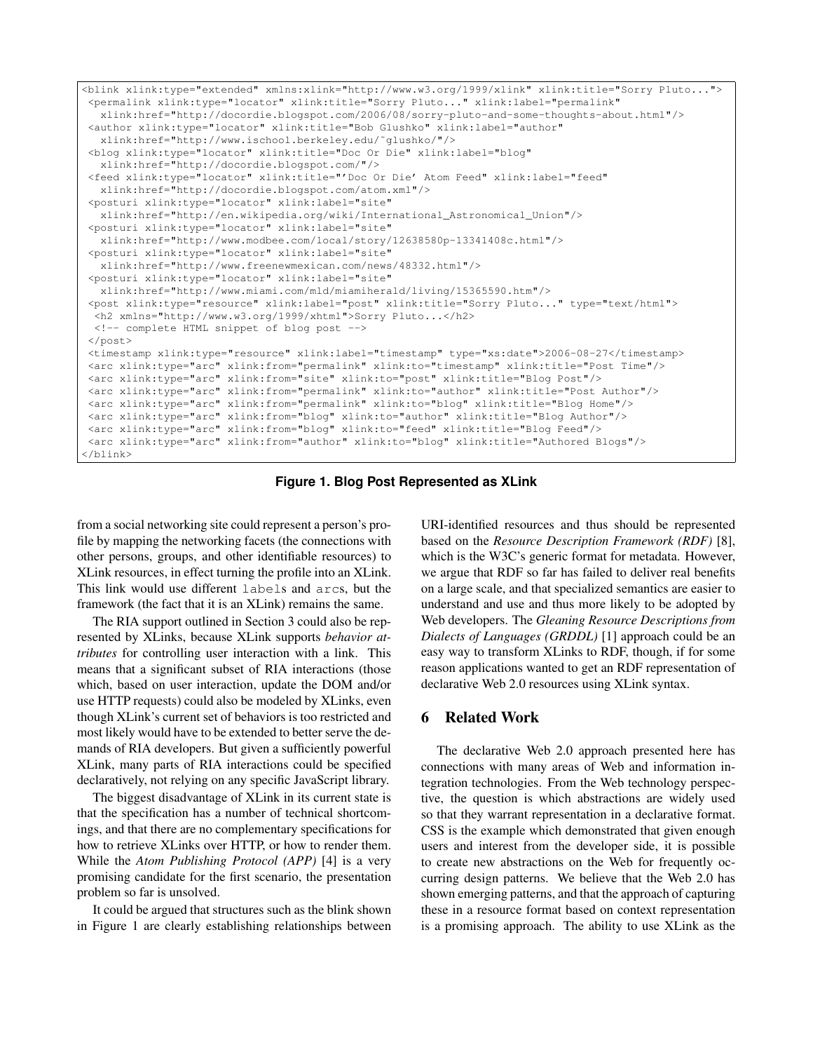```
<blink xlink:type="extended" xmlns:xlink="http://www.w3.org/1999/xlink" xlink:title="Sorry Pluto...">
 <permalink xlink:type="locator" xlink:title="Sorry Pluto..." xlink:label="permalink"
   xlink:href="http://docordie.blogspot.com/2006/08/sorry-pluto-and-some-thoughts-about.html"/>
 <author xlink:type="locator" xlink:title="Bob Glushko" xlink:label="author"
   xlink:href="http://www.ischool.berkeley.edu/~glushko/"/>
 <blog xlink:type="locator" xlink:title="Doc Or Die" xlink:label="blog"
   xlink:href="http://docordie.blogspot.com/"/>
 <feed xlink:type="locator" xlink:title="'Doc Or Die' Atom Feed" xlink:label="feed"
   xlink:href="http://docordie.blogspot.com/atom.xml"/>
 <posturi xlink:type="locator" xlink:label="site"
   xlink:href="http://en.wikipedia.org/wiki/International_Astronomical_Union"/>
 <posturi xlink:type="locator" xlink:label="site"
   xlink:href="http://www.modbee.com/local/story/12638580p-13341408c.html"/>
 <posturi xlink:type="locator" xlink:label="site"
   xlink:href="http://www.freenewmexican.com/news/48332.html"/>
 <posturi xlink:type="locator" xlink:label="site"
   xlink:href="http://www.miami.com/mld/miamiherald/living/15365590.htm"/>
 <post xlink:type="resource" xlink:label="post" xlink:title="Sorry Pluto..." type="text/html">
  <h2 xmlns="http://www.w3.org/1999/xhtml">Sorry Pluto...</h2>
  <!-- complete HTML snippet of blog post -->
 </post>
 <timestamp xlink:type="resource" xlink:label="timestamp" type="xs:date">2006-08-27</timestamp>
 <arc xlink:type="arc" xlink:from="permalink" xlink:to="timestamp" xlink:title="Post Time"/>
 <arc xlink:type="arc" xlink:from="site" xlink:to="post" xlink:title="Blog Post"/>
 <arc xlink:type="arc" xlink:from="permalink" xlink:to="author" xlink:title="Post Author"/>
 <arc xlink:type="arc" xlink:from="permalink" xlink:to="blog" xlink:title="Blog Home"/>
 <arc xlink:type="arc" xlink:from="blog" xlink:to="author" xlink:title="Blog Author"/>
 <arc xlink:type="arc" xlink:from="blog" xlink:to="feed" xlink:title="Blog Feed"/>
 <arc xlink:type="arc" xlink:from="author" xlink:to="blog" xlink:title="Authored Blogs"/>
</blink>
```

**Figure 1. Blog Post Represented as XLink**

from a social networking site could represent a person's profile by mapping the networking facets (the connections with other persons, groups, and other identifiable resources) to XLink resources, in effect turning the profile into an XLink. This link would use different `label`s and `arc`s, but the framework (the fact that it is an XLink) remains the same.

The RIA support outlined in Section 3 could also be represented by XLinks, because XLink supports *behavior attributes* for controlling user interaction with a link. This means that a significant subset of RIA interactions (those which, based on user interaction, update the DOM and/or use HTTP requests) could also be modeled by XLinks, even though XLink's current set of behaviors is too restricted and most likely would have to be extended to better serve the demands of RIA developers. But given a sufficiently powerful XLink, many parts of RIA interactions could be specified declaratively, not relying on any specific JavaScript library.

The biggest disadvantage of XLink in its current state is that the specification has a number of technical shortcomings, and that there are no complementary specifications for how to retrieve XLinks over HTTP, or how to render them. While the *Atom Publishing Protocol (APP)* [4] is a very promising candidate for the first scenario, the presentation problem so far is unsolved.

It could be argued that structures such as the blink shown in Figure 1 are clearly establishing relationships between URI-identified resources and thus should be represented based on the *Resource Description Framework (RDF)* [8], which is the W3C's generic format for metadata. However, we argue that RDF so far has failed to deliver real benefits on a large scale, and that specialized semantics are easier to understand and use and thus more likely to be adopted by Web developers. The *Gleaning Resource Descriptions from Dialects of Languages (GRDDL)* [1] approach could be an easy way to transform XLinks to RDF, though, if for some reason applications wanted to get an RDF representation of declarative Web 2.0 resources using XLink syntax.

## 6 Related Work

The declarative Web 2.0 approach presented here has connections with many areas of Web and information integration technologies. From the Web technology perspective, the question is which abstractions are widely used so that they warrant representation in a declarative format. CSS is the example which demonstrated that given enough users and interest from the developer side, it is possible to create new abstractions on the Web for frequently occurring design patterns. We believe that the Web 2.0 has shown emerging patterns, and that the approach of capturing these in a resource format based on context representation is a promising approach. The ability to use XLink as the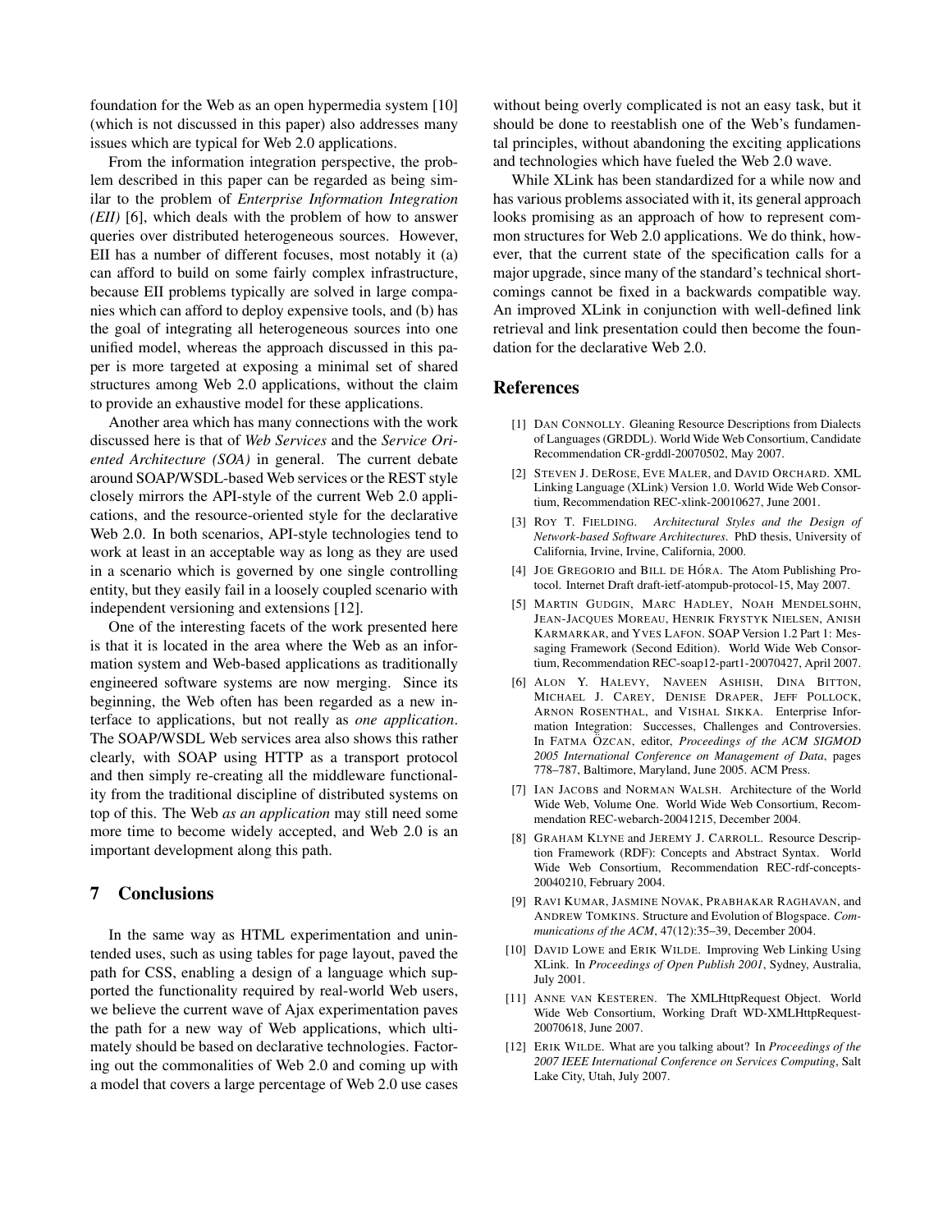foundation for the Web as an open hypermedia system [10] (which is not discussed in this paper) also addresses many issues which are typical for Web 2.0 applications.

From the information integration perspective, the problem described in this paper can be regarded as being similar to the problem of *Enterprise Information Integration (EII)* [6], which deals with the problem of how to answer queries over distributed heterogeneous sources. However, EII has a number of different focuses, most notably it (a) can afford to build on some fairly complex infrastructure, because EII problems typically are solved in large companies which can afford to deploy expensive tools, and (b) has the goal of integrating all heterogeneous sources into one unified model, whereas the approach discussed in this paper is more targeted at exposing a minimal set of shared structures among Web 2.0 applications, without the claim to provide an exhaustive model for these applications.

Another area which has many connections with the work discussed here is that of *Web Services* and the *Service Oriented Architecture (SOA)* in general. The current debate around SOAP/WSDL-based Web services or the REST style closely mirrors the API-style of the current Web 2.0 applications, and the resource-oriented style for the declarative Web 2.0. In both scenarios, API-style technologies tend to work at least in an acceptable way as long as they are used in a scenario which is governed by one single controlling entity, but they easily fail in a loosely coupled scenario with independent versioning and extensions [12].

One of the interesting facets of the work presented here is that it is located in the area where the Web as an information system and Web-based applications as traditionally engineered software systems are now merging. Since its beginning, the Web often has been regarded as a new interface to applications, but not really as *one application*. The SOAP/WSDL Web services area also shows this rather clearly, with SOAP using HTTP as a transport protocol and then simply re-creating all the middleware functionality from the traditional discipline of distributed systems on top of this. The Web *as an application* may still need some more time to become widely accepted, and Web 2.0 is an important development along this path.

## 7 Conclusions

In the same way as HTML experimentation and unintended uses, such as using tables for page layout, paved the path for CSS, enabling a design of a language which supported the functionality required by real-world Web users, we believe the current wave of Ajax experimentation paves the path for a new way of Web applications, which ultimately should be based on declarative technologies. Factoring out the commonalities of Web 2.0 and coming up with a model that covers a large percentage of Web 2.0 use cases without being overly complicated is not an easy task, but it should be done to reestablish one of the Web's fundamental principles, without abandoning the exciting applications and technologies which have fueled the Web 2.0 wave.

While XLink has been standardized for a while now and has various problems associated with it, its general approach looks promising as an approach of how to represent common structures for Web 2.0 applications. We do think, however, that the current state of the specification calls for a major upgrade, since many of the standard's technical shortcomings cannot be fixed in a backwards compatible way. An improved XLink in conjunction with well-defined link retrieval and link presentation could then become the foundation for the declarative Web 2.0.

## References

[1] Dan Connolly. Gleaning Resource Descriptions from Dialects of Languages (GRDDL). World Wide Web Consortium, Candidate Recommendation CR-grddl-20070502, May 2007.

[2] Steven J. DeRose, Eve Maler, and David Orchard. XML Linking Language (XLink) Version 1.0. World Wide Web Consortium, Recommendation REC-xlink-20010627, June 2001.

[3] Roy T. Fielding. *Architectural Styles and the Design of Network-based Software Architectures*. PhD thesis, University of California, Irvine, Irvine, California, 2000.

[4] Joe Gregorio and Bill de Hóra. The Atom Publishing Protocol. Internet Draft draft-ietf-atompub-protocol-15, May 2007.

[5] Martin Gudgin, Marc Hadley, Noah Mendelsohn, Jean-Jacques Moreau, Henrik Frystyk Nielsen, Anish Karmarkar, and Yves Lafon. SOAP Version 1.2 Part 1: Messaging Framework (Second Edition). World Wide Web Consortium, Recommendation REC-soap12-part1-20070427, April 2007.

[6] Alon Y. Halevy, Naveen Ashish, Dina Bitton, Michael J. Carey, Denise Draper, Jeff Pollock, Arnon Rosenthal, and Vishal Sikka. Enterprise Information Integration: Successes, Challenges and Controversies. In Fatma Özcan, editor, *Proceedings of the ACM SIGMOD 2005 International Conference on Management of Data*, pages 778–787, Baltimore, Maryland, June 2005. ACM Press.

[7] Ian Jacobs and Norman Walsh. Architecture of the World Wide Web, Volume One. World Wide Web Consortium, Recommendation REC-webarch-20041215, December 2004.

[8] Graham Klyne and Jeremy J. Carroll. Resource Description Framework (RDF): Concepts and Abstract Syntax. World Wide Web Consortium, Recommendation REC-rdf-concepts-20040210, February 2004.

[9] Ravi Kumar, Jasmine Novak, Prabhakar Raghavan, and Andrew Tomkins. Structure and Evolution of Blogspace. *Communications of the ACM*, 47(12):35–39, December 2004.

[10] David Lowe and Erik Wilde. Improving Web Linking Using XLink. In *Proceedings of Open Publish 2001*, Sydney, Australia, July 2001.

[11] Anne van Kesteren. The XMLHttpRequest Object. World Wide Web Consortium, Working Draft WD-XMLHttpRequest-20070618, June 2007.

[12] Erik Wilde. What are you talking about? In *Proceedings of the 2007 IEEE International Conference on Services Computing*, Salt Lake City, Utah, July 2007.